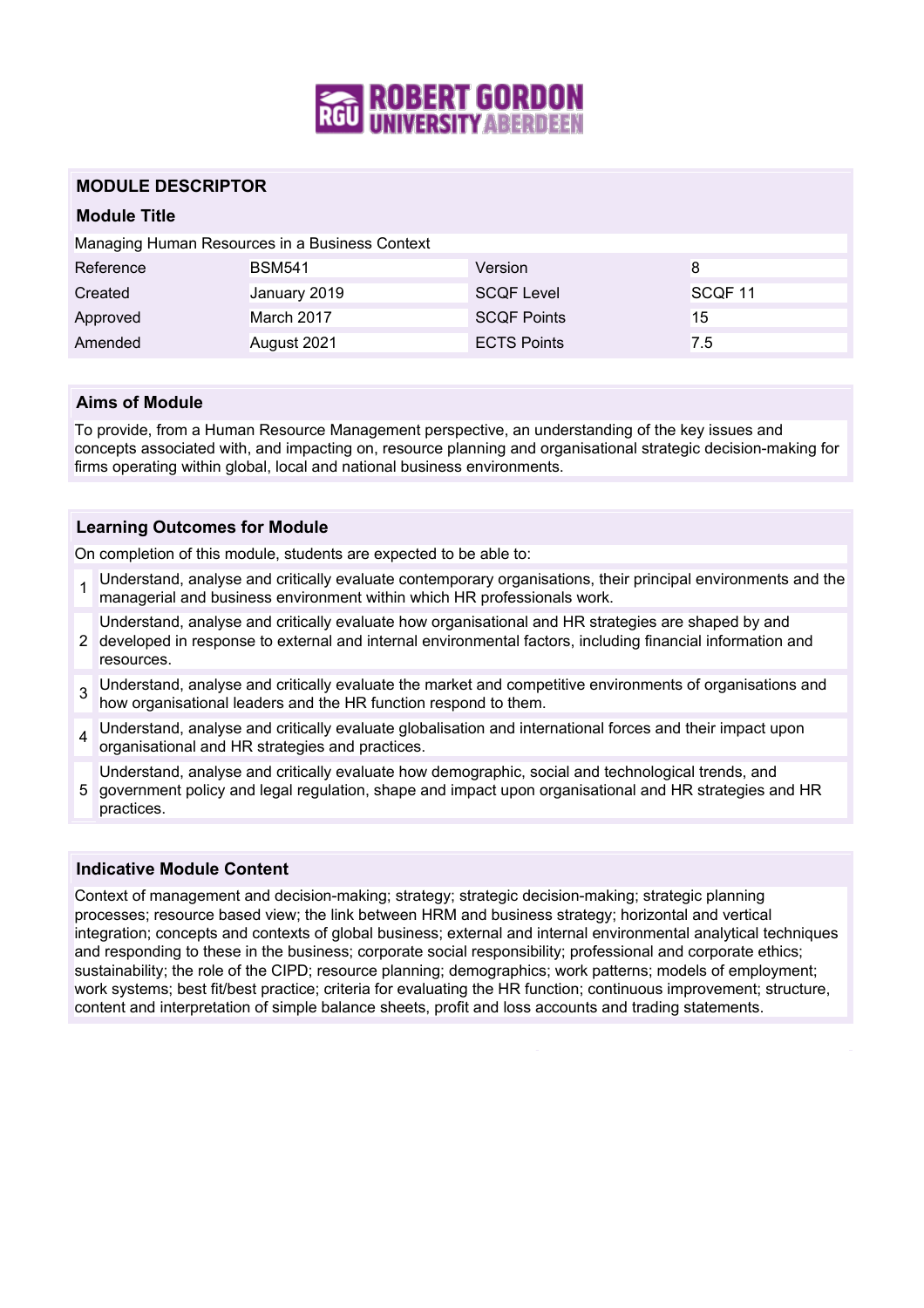# MODULE DESCRIPTOR

## Module Title

Managing Human Resources in a Business Context

| | | | |
|---|---|---|---|
| Reference | BSM541 | Version | 8 |
| Created | January 2019 | SCQF Level | SCQF 11 |
| Approved | March 2017 | SCQF Points | 15 |
| Amended | August 2021 | ECTS Points | 7.5 |

## Aims of Module

To provide, from a Human Resource Management perspective, an understanding of the key issues and concepts associated with, and impacting on, resource planning and organisational strategic decision-making for firms operating within global, local and national business environments.

## Learning Outcomes for Module

On completion of this module, students are expected to be able to:

1. Understand, analyse and critically evaluate contemporary organisations, their principal environments and the managerial and business environment within which HR professionals work.
2. Understand, analyse and critically evaluate how organisational and HR strategies are shaped by and developed in response to external and internal environmental factors, including financial information and resources.
3. Understand, analyse and critically evaluate the market and competitive environments of organisations and how organisational leaders and the HR function respond to them.
4. Understand, analyse and critically evaluate globalisation and international forces and their impact upon organisational and HR strategies and practices.
5. Understand, analyse and critically evaluate how demographic, social and technological trends, and government policy and legal regulation, shape and impact upon organisational and HR strategies and HR practices.

## Indicative Module Content

Context of management and decision-making; strategy; strategic decision-making; strategic planning processes; resource based view; the link between HRM and business strategy; horizontal and vertical integration; concepts and contexts of global business; external and internal environmental analytical techniques and responding to these in the business; corporate social responsibility; professional and corporate ethics; sustainability; the role of the CIPD; resource planning; demographics; work patterns; models of employment; work systems; best fit/best practice; criteria for evaluating the HR function; continuous improvement; structure, content and interpretation of simple balance sheets, profit and loss accounts and trading statements.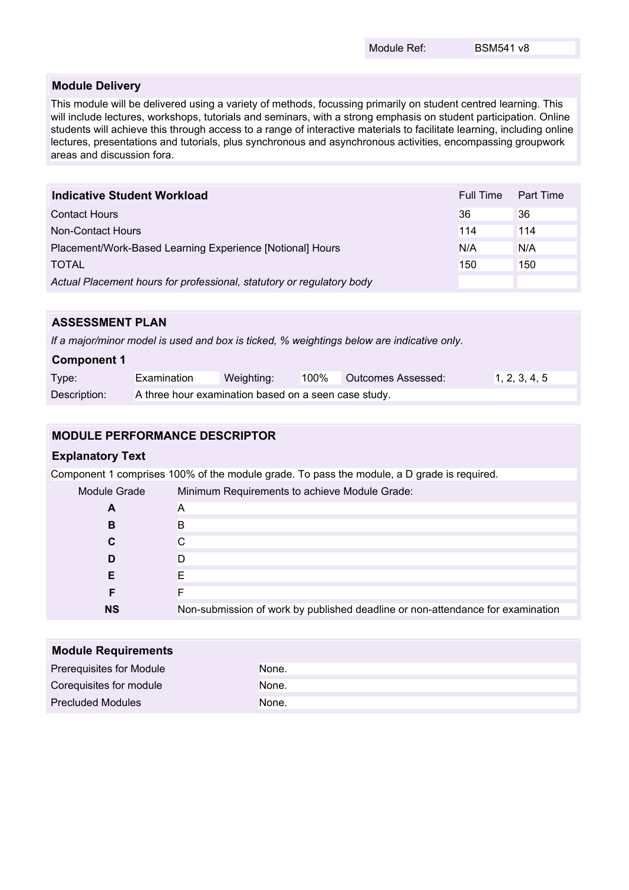| Module Ref: | BSM541 v8 |
|---|---|

## Module Delivery

This module will be delivered using a variety of methods, focussing primarily on student centred learning. This will include lectures, workshops, tutorials and seminars, with a strong emphasis on student participation. Online students will achieve this through access to a range of interactive materials to facilitate learning, including online lectures, presentations and tutorials, plus synchronous and asynchronous activities, encompassing groupwork areas and discussion fora.

| **Indicative Student Workload** | Full Time | Part Time |
|---|---|---|
| Contact Hours | 36 | 36 |
| Non-Contact Hours | 114 | 114 |
| Placement/Work-Based Learning Experience [Notional] Hours | N/A | N/A |
| TOTAL | 150 | 150 |
| *Actual Placement hours for professional, statutory or regulatory body* | | |

## ASSESSMENT PLAN

*If a major/minor model is used and box is ticked, % weightings below are indicative only.*

### Component 1

| Type: | Examination | Weighting: | 100% | Outcomes Assessed: | 1, 2, 3, 4, 5 |
|---|---|---|---|---|---|
| Description: | A three hour examination based on a seen case study. | | | | |

## MODULE PERFORMANCE DESCRIPTOR

### Explanatory Text

Component 1 comprises 100% of the module grade. To pass the module, a D grade is required.

| Module Grade | Minimum Requirements to achieve Module Grade: |
|---|---|
| **A** | A |
| **B** | B |
| **C** | C |
| **D** | D |
| **E** | E |
| **F** | F |
| **NS** | Non-submission of work by published deadline or non-attendance for examination |

## Module Requirements

| | |
|---|---|
| Prerequisites for Module | None. |
| Corequisites for module | None. |
| Precluded Modules | None. |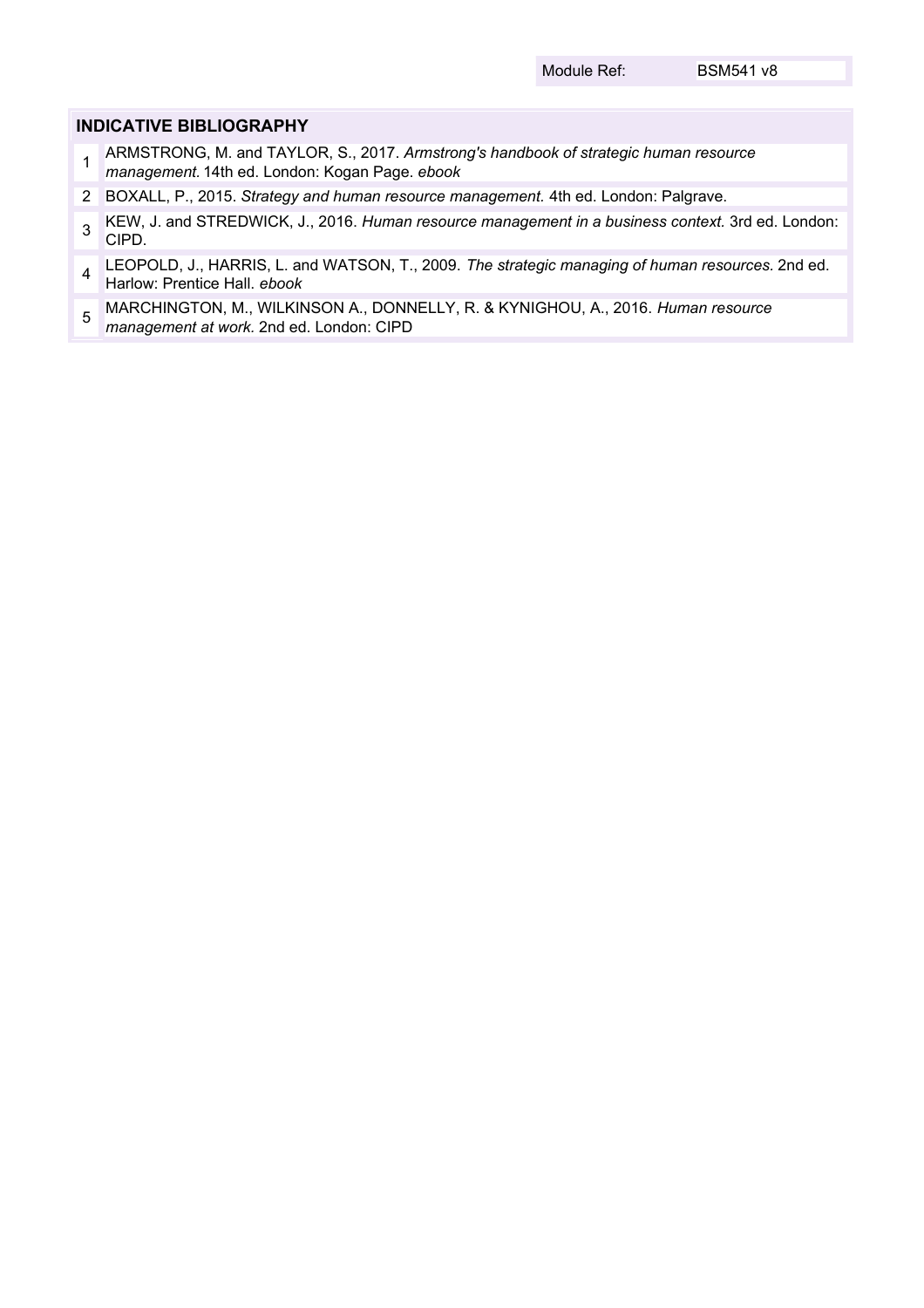## INDICATIVE BIBLIOGRAPHY

1. ARMSTRONG, M. and TAYLOR, S., 2017. *Armstrong's handbook of strategic human resource management.* 14th ed. London: Kogan Page. *ebook*
2. BOXALL, P., 2015. *Strategy and human resource management.* 4th ed. London: Palgrave.
3. KEW, J. and STREDWICK, J., 2016. *Human resource management in a business context.* 3rd ed. London: CIPD.
4. LEOPOLD, J., HARRIS, L. and WATSON, T., 2009. *The strategic managing of human resources.* 2nd ed. Harlow: Prentice Hall. *ebook*
5. MARCHINGTON, M., WILKINSON A., DONNELLY, R. & KYNIGHOU, A., 2016. *Human resource management at work.* 2nd ed. London: CIPD